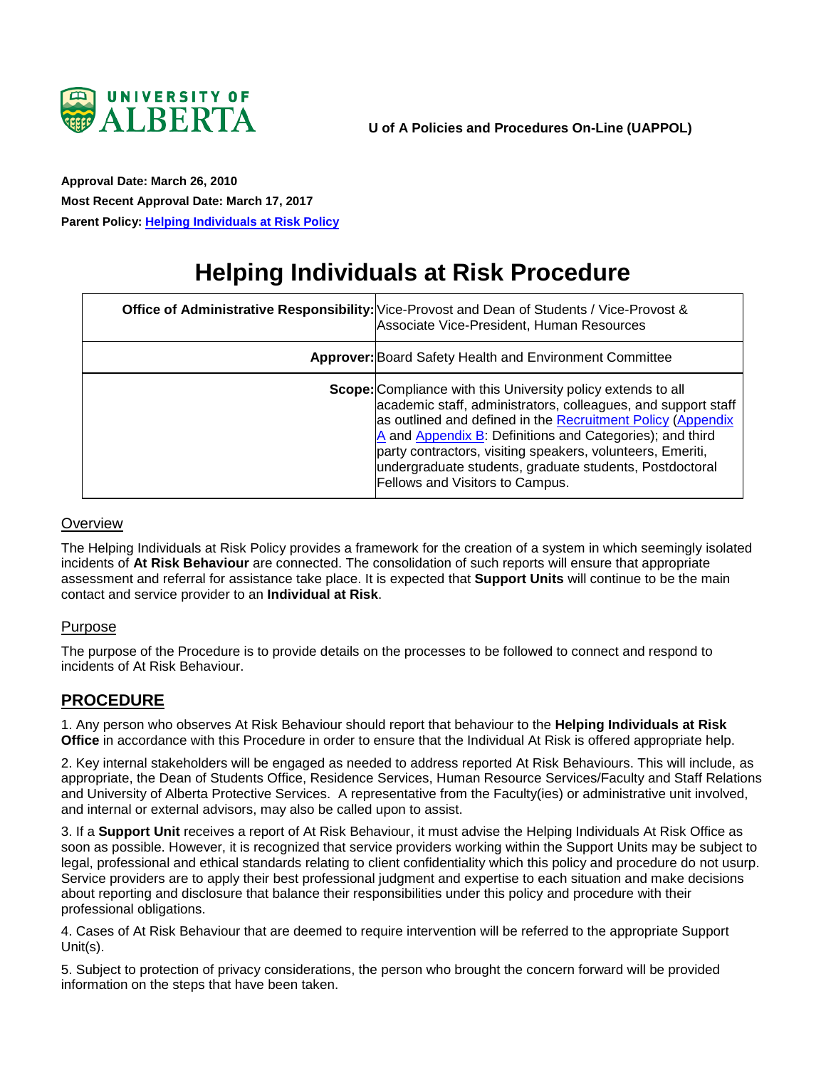UNIVERSITY OF ALBERTA

**U of A Policies and Procedures On-Line (UAPPOL)**

**Approval Date: March 26, 2010**

**Most Recent Approval Date: March 17, 2017**

**Parent Policy: Helping Individuals at Risk Policy**

# Helping Individuals at Risk Procedure

| **Office of Administrative Responsibility:** | Vice-Provost and Dean of Students / Vice-Provost & Associate Vice-President, Human Resources |
|---|---|
| **Approver:** | Board Safety Health and Environment Committee |
| **Scope:** | Compliance with this University policy extends to all academic staff, administrators, colleagues, and support staff as outlined and defined in the Recruitment Policy (Appendix A and Appendix B: Definitions and Categories); and third party contractors, visiting speakers, volunteers, Emeriti, undergraduate students, graduate students, Postdoctoral Fellows and Visitors to Campus. |

## Overview

The Helping Individuals at Risk Policy provides a framework for the creation of a system in which seemingly isolated incidents of **At Risk Behaviour** are connected. The consolidation of such reports will ensure that appropriate assessment and referral for assistance take place. It is expected that **Support Units** will continue to be the main contact and service provider to an **Individual at Risk**.

## Purpose

The purpose of the Procedure is to provide details on the processes to be followed to connect and respond to incidents of At Risk Behaviour.

## PROCEDURE

1. Any person who observes At Risk Behaviour should report that behaviour to the **Helping Individuals at Risk Office** in accordance with this Procedure in order to ensure that the Individual At Risk is offered appropriate help.

2. Key internal stakeholders will be engaged as needed to address reported At Risk Behaviours. This will include, as appropriate, the Dean of Students Office, Residence Services, Human Resource Services/Faculty and Staff Relations and University of Alberta Protective Services. A representative from the Faculty(ies) or administrative unit involved, and internal or external advisors, may also be called upon to assist.

3. If a **Support Unit** receives a report of At Risk Behaviour, it must advise the Helping Individuals At Risk Office as soon as possible. However, it is recognized that service providers working within the Support Units may be subject to legal, professional and ethical standards relating to client confidentiality which this policy and procedure do not usurp. Service providers are to apply their best professional judgment and expertise to each situation and make decisions about reporting and disclosure that balance their responsibilities under this policy and procedure with their professional obligations.

4. Cases of At Risk Behaviour that are deemed to require intervention will be referred to the appropriate Support Unit(s).

5. Subject to protection of privacy considerations, the person who brought the concern forward will be provided information on the steps that have been taken.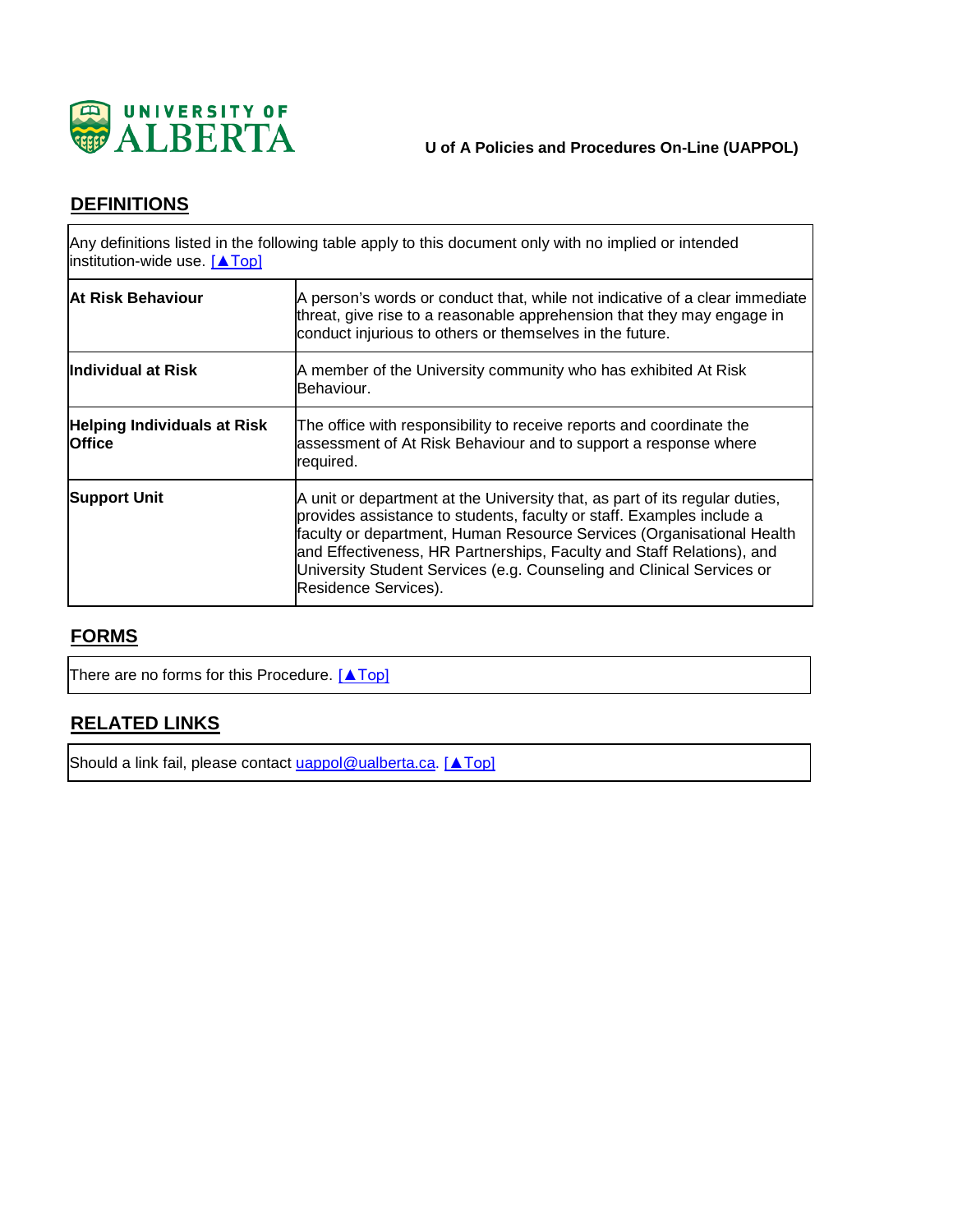## DEFINITIONS

| | |
|---|---|
| Any definitions listed in the following table apply to this document only with no implied or intended institution-wide use. [▲Top] | |
| **At Risk Behaviour** | A person's words or conduct that, while not indicative of a clear immediate threat, give rise to a reasonable apprehension that they may engage in conduct injurious to others or themselves in the future. |
| **Individual at Risk** | A member of the University community who has exhibited At Risk Behaviour. |
| **Helping Individuals at Risk Office** | The office with responsibility to receive reports and coordinate the assessment of At Risk Behaviour and to support a response where required. |
| **Support Unit** | A unit or department at the University that, as part of its regular duties, provides assistance to students, faculty or staff. Examples include a faculty or department, Human Resource Services (Organisational Health and Effectiveness, HR Partnerships, Faculty and Staff Relations), and University Student Services (e.g. Counseling and Clinical Services or Residence Services). |

## FORMS

There are no forms for this Procedure. [▲Top]

## RELATED LINKS

Should a link fail, please contact uappol@ualberta.ca. [▲Top]